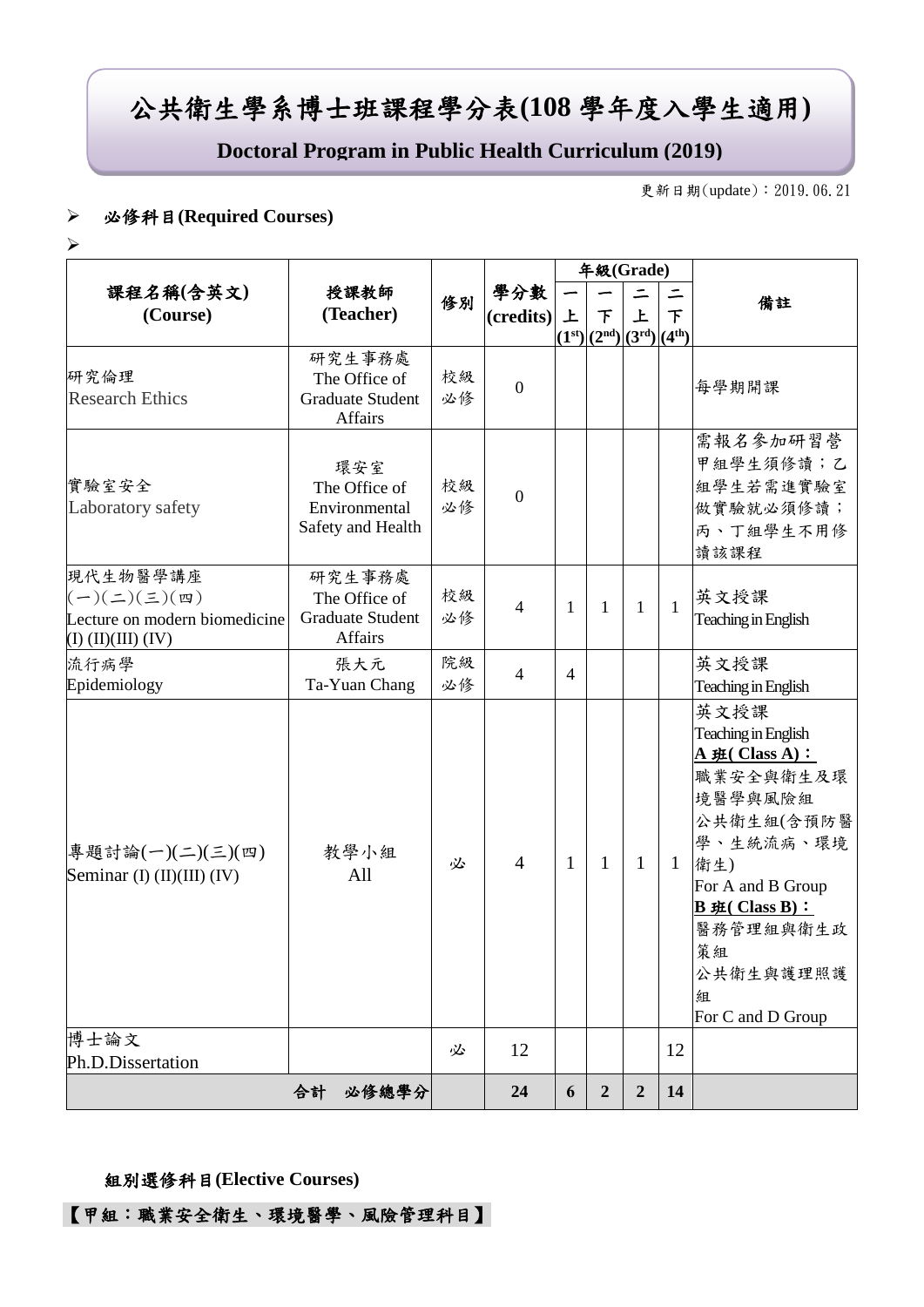# 公共衛生學系博士班課程學分表(108 學年度入學生適用)

## Doctoral Program in Public Health Curriculum (2019)

更新日期(update)：2019.06.21

- **必修科目(Required Courses)**

| 課程名稱(含英文) (Course) | 授課教師 (Teacher) | 修別 | 學分數 (credits) | 年級(Grade) 一上 (1st) | 一下 (2nd) | 二上 (3rd) | 二下 (4th) | 備註 |
|---|---|---|---|---|---|---|---|---|
| 研究倫理 Research Ethics | 研究生事務處 The Office of Graduate Student Affairs | 校級必修 | 0 | | | | | 每學期開課 |
| 實驗室安全 Laboratory safety | 環安室 The Office of Environmental Safety and Health | 校級必修 | 0 | | | | | 需報名參加研習營 甲組學生須修讀；乙組學生若需進實驗室做實驗就必須修讀；丙、丁組學生不用修讀該課程 |
| 現代生物醫學講座(一)(二)(三)(四) Lecture on modern biomedicine (I) (II)(III) (IV) | 研究生事務處 The Office of Graduate Student Affairs | 校級必修 | 4 | 1 | 1 | 1 | 1 | 英文授課 Teaching in English |
| 流行病學 Epidemiology | 張大元 Ta-Yuan Chang | 院級必修 | 4 | 4 | | | | 英文授課 Teaching in English |
| 專題討論(一)(二)(三)(四) Seminar (I) (II)(III) (IV) | 教學小組 All | 必 | 4 | 1 | 1 | 1 | 1 | 英文授課 Teaching in English **A 班( Class A)：** 職業安全與衛生及環境醫學與風險組 公共衛生組(含預防醫學、生統流病、環境衛生) For A and B Group **B 班( Class B)：** 醫務管理組與衛生政策組 公共衛生與護理照護組 For C and D Group |
| 博士論文 Ph.D.Dissertation | | 必 | 12 | | | | 12 | |
| **合計　必修總學分** | | | **24** | **6** | **2** | **2** | **14** | |

**組別選修科目(Elective Courses)**

**【甲組：職業安全衛生、環境醫學、風險管理科目】**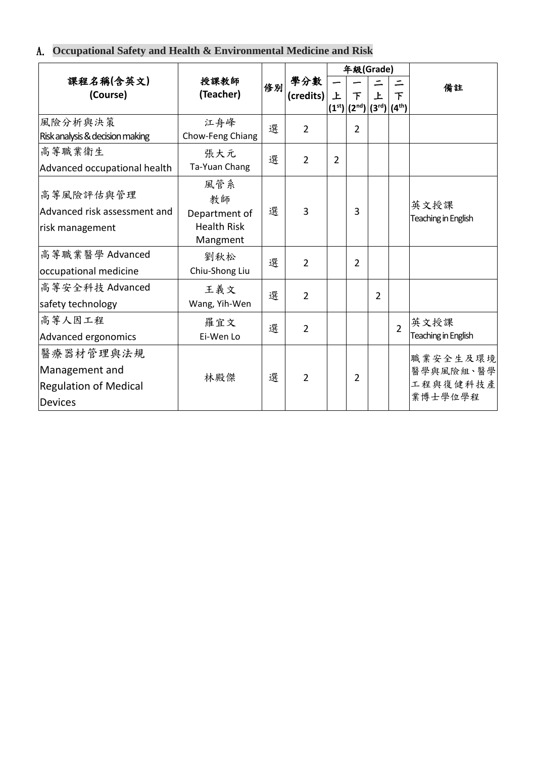## A. Occupational Safety and Health & Environmental Medicine and Risk

| 課程名稱(含英文) (Course) | 授課教師 (Teacher) | 修別 | 學分數 (credits) | 年級(Grade) | | | | 備註 |
|---|---|---|---|---|---|---|---|---|
| | | | | 一上 (1st) | 一下 (2nd) | 二上 (3rd) | 二下 (4th) | |
| 風險分析與決策 Risk analysis & decision making | 江舟峰 Chow-Feng Chiang | 選 | 2 | | 2 | | | |
| 高等職業衛生 Advanced occupational health | 張大元 Ta-Yuan Chang | 選 | 2 | 2 | | | | |
| 高等風險評估與管理 Advanced risk assessment and risk management | 風管系教師 Department of Health Risk Mangment | 選 | 3 | | 3 | | | 英文授課 Teaching in English |
| 高等職業醫學 Advanced occupational medicine | 劉秋松 Chiu-Shong Liu | 選 | 2 | | 2 | | | |
| 高等安全科技 Advanced safety technology | 王義文 Wang, Yih-Wen | 選 | 2 | | | 2 | | |
| 高等人因工程 Advanced ergonomics | 羅宜文 Ei-Wen Lo | 選 | 2 | | | | 2 | 英文授課 Teaching in English |
| 醫療器材管理與法規 Management and Regulation of Medical Devices | 林殿傑 | 選 | 2 | | 2 | | | 職業安全生及環境醫學與風險組、醫學工程與復健科技產業博士學位學程 |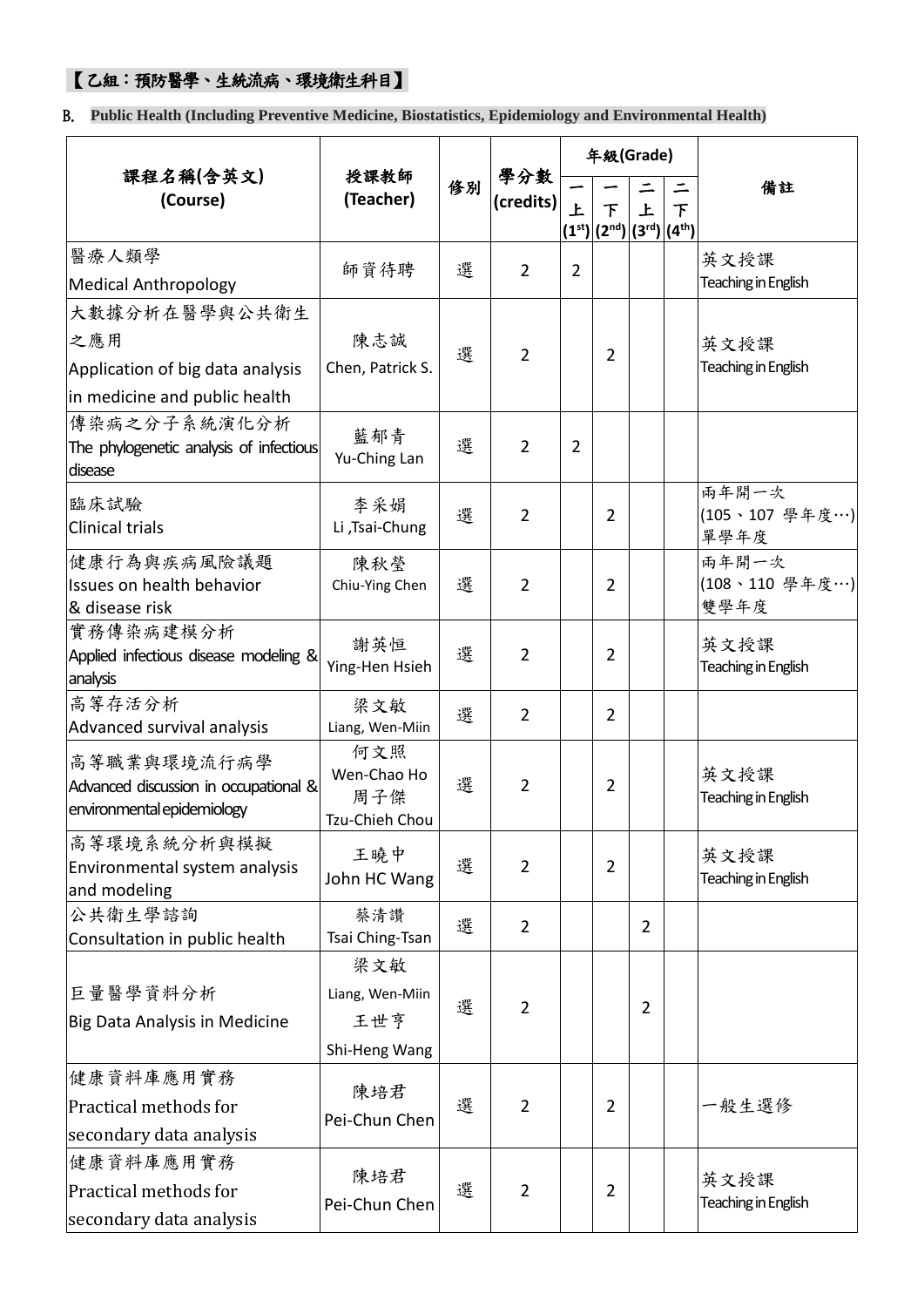【乙組：預防醫學、生統流病、環境衛生科目】

B. **Public Health (Including Preventive Medicine, Biostatistics, Epidemiology and Environmental Health)**

| 課程名稱(含英文) (Course) | 授課教師 (Teacher) | 修別 | 學分數 (credits) | 年級(Grade) | | | | 備註 |
|---|---|---|---|---|---|---|---|---|
| | | | | 一上 (1st) | 一下 (2nd) | 二上 (3rd) | 二下 (4th) | |
| 醫療人類學 Medical Anthropology | 師資待聘 | 選 | 2 | 2 | | | | 英文授課 Teaching in English |
| 大數據分析在醫學與公共衛生之應用 Application of big data analysis in medicine and public health | 陳志誠 Chen, Patrick S. | 選 | 2 | | 2 | | | 英文授課 Teaching in English |
| 傳染病之分子系統演化分析 The phylogenetic analysis of infectious disease | 藍郁青 Yu-Ching Lan | 選 | 2 | 2 | | | | |
| 臨床試驗 Clinical trials | 李采娟 Li ,Tsai-Chung | 選 | 2 | | 2 | | | 兩年開一次 (105、107 學年度…) 單學年度 |
| 健康行為與疾病風險議題 Issues on health behavior & disease risk | 陳秋瑩 Chiu-Ying Chen | 選 | 2 | | 2 | | | 兩年開一次 (108、110 學年度…) 雙學年度 |
| 實務傳染病建模分析 Applied infectious disease modeling & analysis | 謝英恒 Ying-Hen Hsieh | 選 | 2 | | 2 | | | 英文授課 Teaching in English |
| 高等存活分析 Advanced survival analysis | 梁文敏 Liang, Wen-Miin | 選 | 2 | | 2 | | | |
| 高等職業與環境流行病學 Advanced discussion in occupational & environmental epidemiology | 何文照 Wen-Chao Ho 周子傑 Tzu-Chieh Chou | 選 | 2 | | 2 | | | 英文授課 Teaching in English |
| 高等環境系統分析與模擬 Environmental system analysis and modeling | 王曉中 John HC Wang | 選 | 2 | | 2 | | | 英文授課 Teaching in English |
| 公共衛生學諮詢 Consultation in public health | 蔡清讚 Tsai Ching-Tsan | 選 | 2 | | | 2 | | |
| 巨量醫學資料分析 Big Data Analysis in Medicine | 梁文敏 Liang, Wen-Miin 王世亨 Shi-Heng Wang | 選 | 2 | | | 2 | | |
| 健康資料庫應用實務 Practical methods for secondary data analysis | 陳培君 Pei-Chun Chen | 選 | 2 | | 2 | | | 一般生選修 |
| 健康資料庫應用實務 Practical methods for secondary data analysis | 陳培君 Pei-Chun Chen | 選 | 2 | | 2 | | | 英文授課 Teaching in English |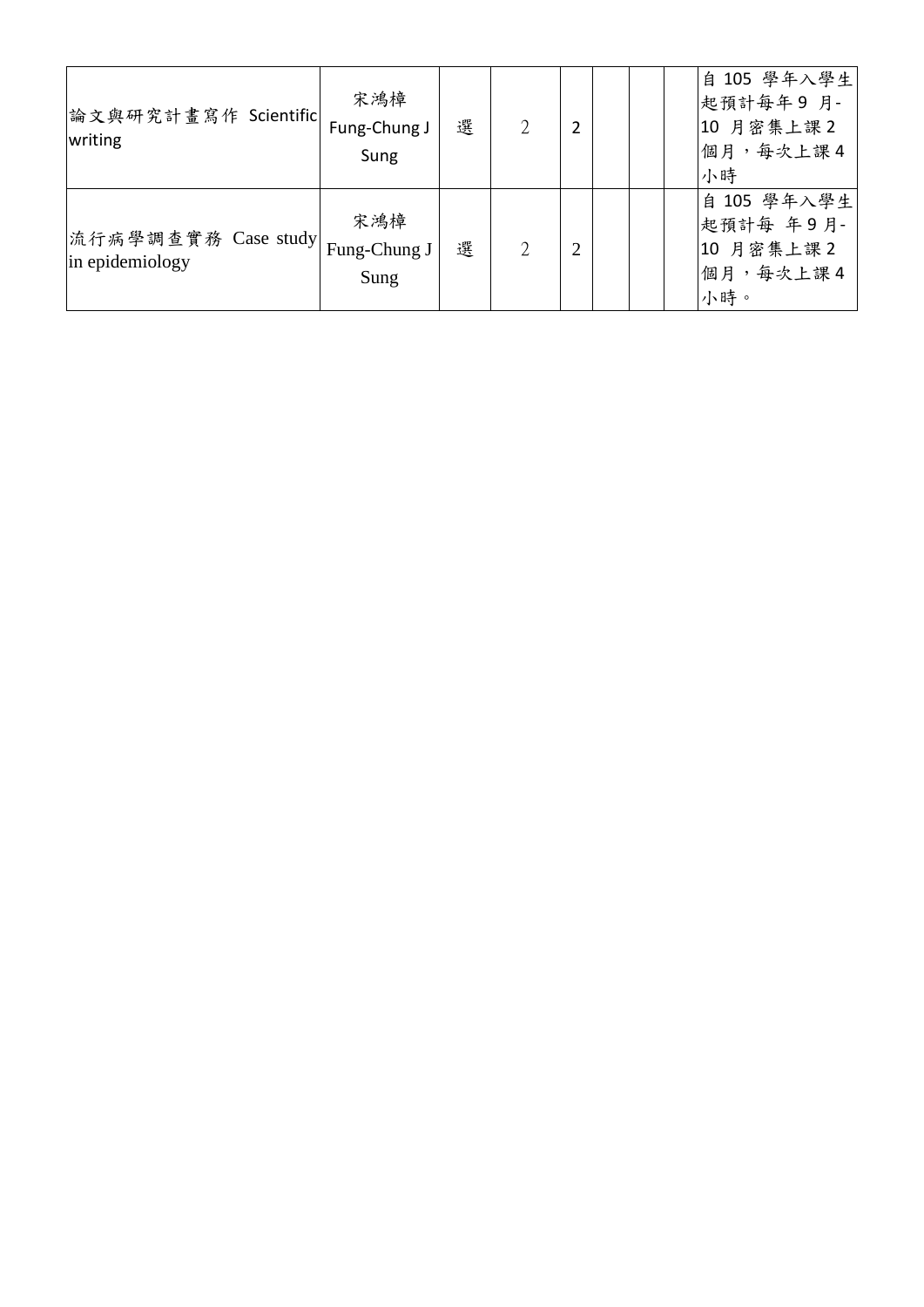| | | | | | | | | |
|---|---|---|---|---|---|---|---|---|
| 論文與研究計畫寫作 Scientific writing | 宋鴻樟 Fung-Chung J Sung | 選 | 2 | 2 | | | | 自 105 學年入學生起預計每年 9 月-10 月密集上課 2 個月，每次上課 4 小時 |
| 流行病學調查實務 Case study in epidemiology | 宋鴻樟 Fung-Chung J Sung | 選 | 2 | 2 | | | | 自 105 學年入學生起預計每 年 9 月-10 月密集上課 2 個月，每次上課 4 小時。 |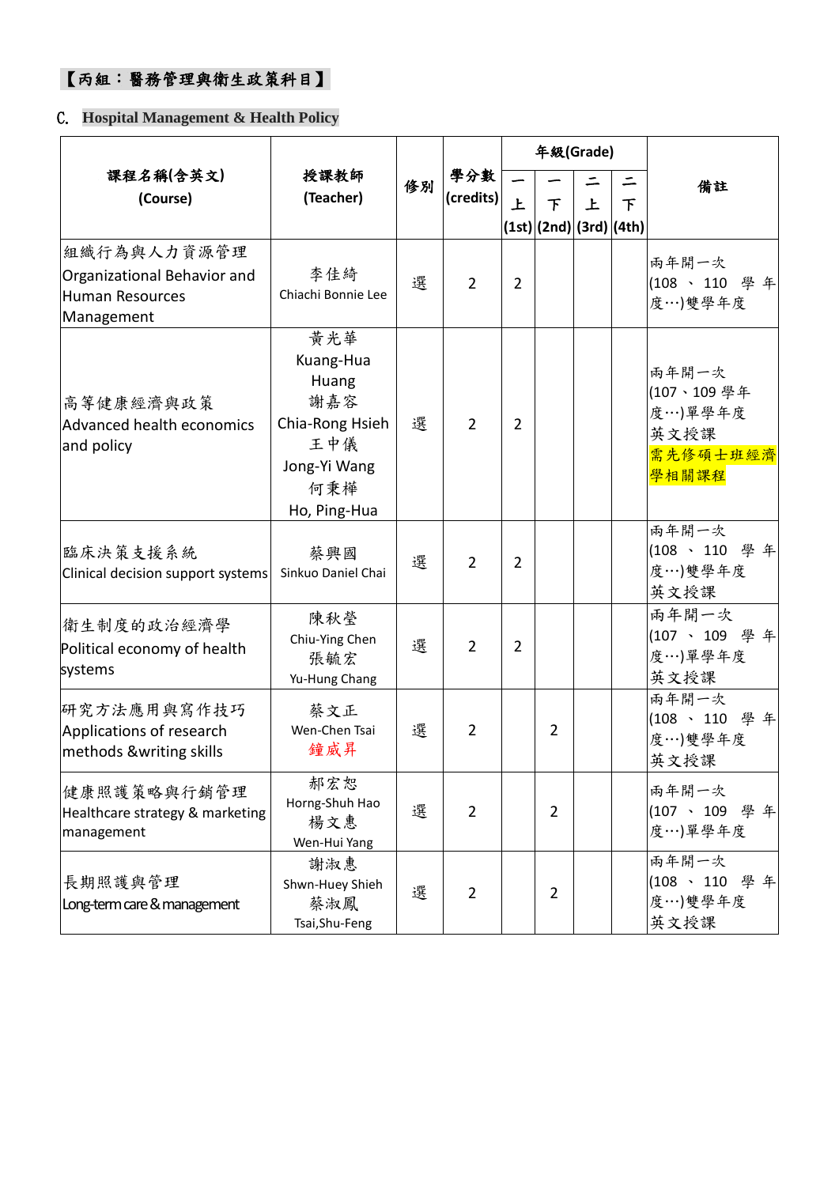【丙組：醫務管理與衛生政策科目】

C. **Hospital Management & Health Policy**

| 課程名稱(含英文) (Course) | 授課教師 (Teacher) | 修別 | 學分數 (credits) | 年級(Grade) | | | | 備註 |
|---|---|---|---|---|---|---|---|---|
| | | | | 一上 (1st) | 一下 (2nd) | 二上 (3rd) | 二下 (4th) | |
| 組織行為與人力資源管理 Organizational Behavior and Human Resources Management | 李佳綺 Chiachi Bonnie Lee | 選 | 2 | 2 | | | | 兩年開一次 (108 、 110 學年度…)雙學年度 |
| 高等健康經濟與政策 Advanced health economics and policy | 黃光華 Kuang-Hua Huang 謝嘉容 Chia-Rong Hsieh 王中儀 Jong-Yi Wang 何秉樺 Ho, Ping-Hua | 選 | 2 | 2 | | | | 兩年開一次 (107、109 學年度…)單學年度 英文授課 需先修碩士班經濟學相關課程 |
| 臨床決策支援系統 Clinical decision support systems | 蔡興國 Sinkuo Daniel Chai | 選 | 2 | 2 | | | | 兩年開一次 (108 、 110 學年度…)雙學年度 英文授課 |
| 衛生制度的政治經濟學 Political economy of health systems | 陳秋瑩 Chiu-Ying Chen 張毓宏 Yu-Hung Chang | 選 | 2 | 2 | | | | 兩年開一次 (107 、 109 學年度…)單學年度 英文授課 |
| 研究方法應用與寫作技巧 Applications of research methods &writing skills | 蔡文正 Wen-Chen Tsai 鐘威昇 | 選 | 2 | | 2 | | | 兩年開一次 (108 、 110 學年度…)雙學年度 英文授課 |
| 健康照護策略與行銷管理 Healthcare strategy & marketing management | 郝宏恕 Horng-Shuh Hao 楊文惠 Wen-Hui Yang | 選 | 2 | | 2 | | | 兩年開一次 (107 、 109 學年度…)單學年度 |
| 長期照護與管理 Long-term care & management | 謝淑惠 Shwn-Huey Shieh 蔡淑鳳 Tsai,Shu-Feng | 選 | 2 | | 2 | | | 兩年開一次 (108 、 110 學年度…)雙學年度 英文授課 |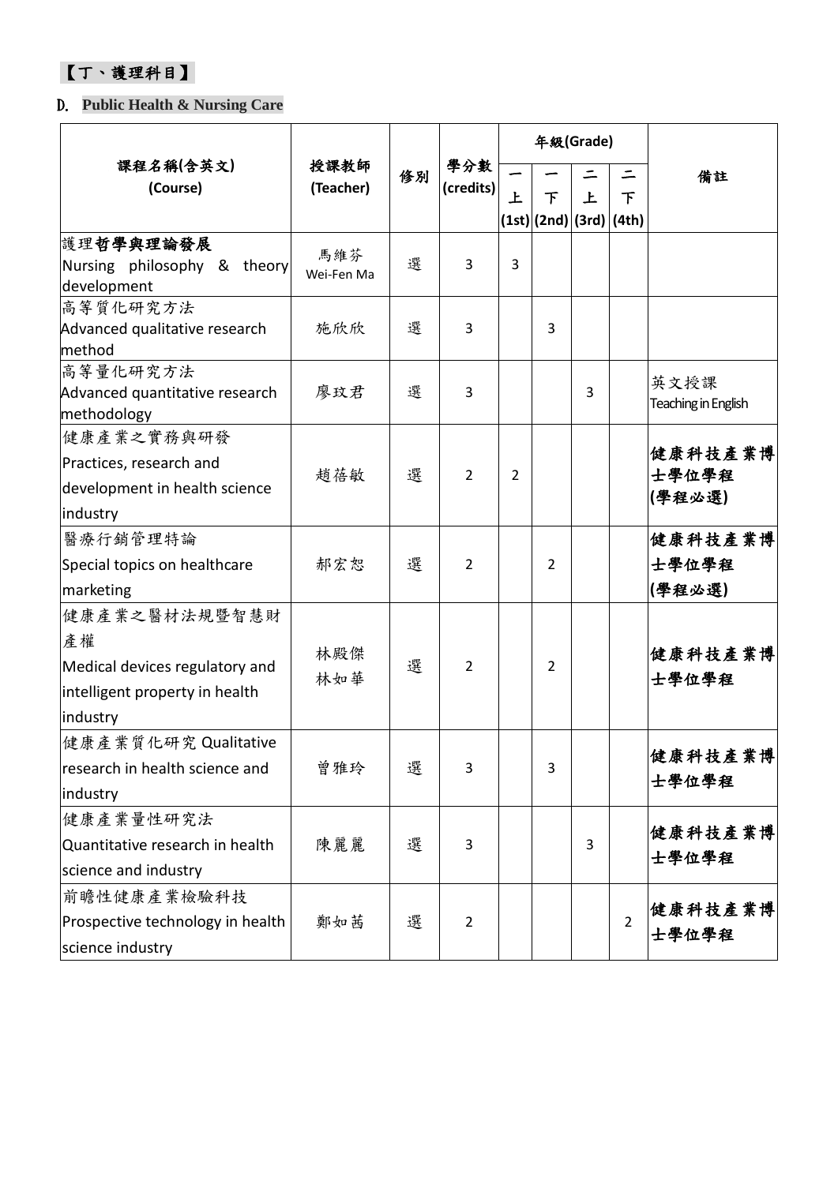## 【丁、護理科目】

### D. Public Health & Nursing Care

| 課程名稱(含英文) (Course) | 授課教師 (Teacher) | 修別 | 學分數 (credits) | 年級(Grade) | | | | 備註 |
|---|---|---|---|---|---|---|---|---|
| | | | | 一上 (1st) | 一下 (2nd) | 二上 (3rd) | 二下 (4th) | |
| 護理**哲學與理論發展** Nursing philosophy & theory development | 馬維芬 Wei-Fen Ma | 選 | 3 | 3 | | | | |
| 高等質化研究方法 Advanced qualitative research method | 施欣欣 | 選 | 3 | | 3 | | | |
| 高等量化研究方法 Advanced quantitative research methodology | 廖玟君 | 選 | 3 | | | 3 | | 英文授課 Teaching in English |
| 健康產業之實務與研發 Practices, research and development in health science industry | 趙蓓敏 | 選 | 2 | 2 | | | | **健康科技產業博士學位學程 (學程必選)** |
| 醫療行銷管理特論 Special topics on healthcare marketing | 郝宏恕 | 選 | 2 | | 2 | | | **健康科技產業博士學位學程 (學程必選)** |
| 健康產業之醫材法規暨智慧財產權 Medical devices regulatory and intelligent property in health industry | 林殿傑 林如華 | 選 | 2 | | 2 | | | **健康科技產業博士學位學程** |
| 健康產業質化研究 Qualitative research in health science and industry | 曾雅玲 | 選 | 3 | | 3 | | | **健康科技產業博士學位學程** |
| 健康產業量性研究法 Quantitative research in health science and industry | 陳麗麗 | 選 | 3 | | | 3 | | **健康科技產業博士學位學程** |
| 前瞻性健康產業檢驗科技 Prospective technology in health science industry | 鄭如茜 | 選 | 2 | | | | 2 | **健康科技產業博士學位學程** |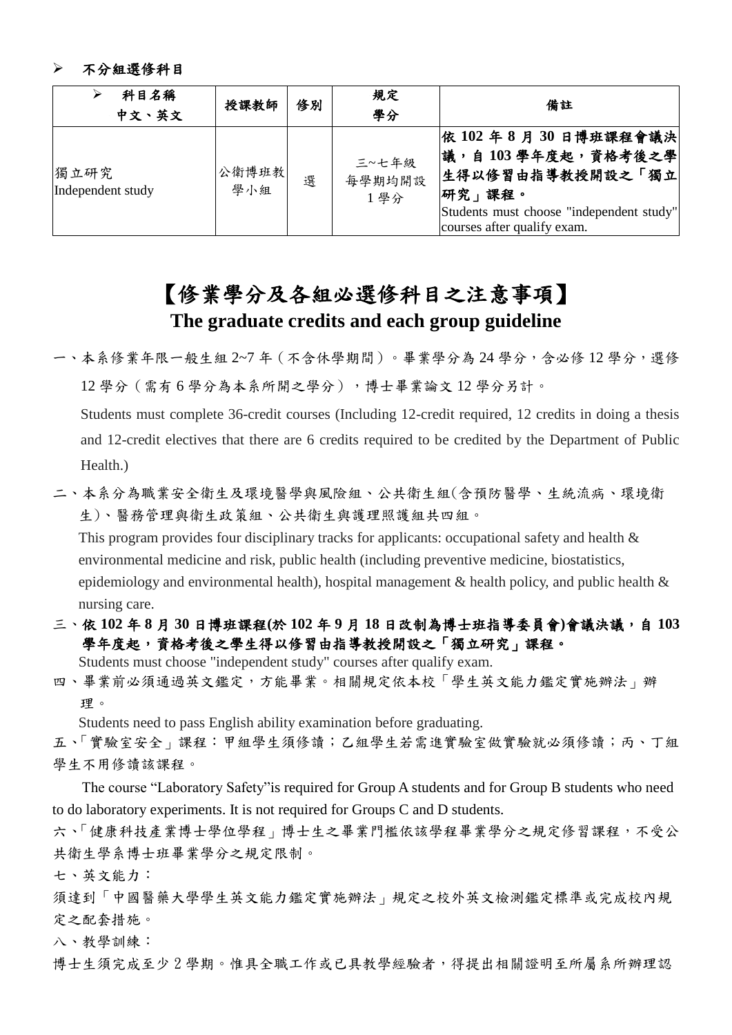- **不分組選修科目**

| 科目名稱<br>中文、英文 | 授課教師 | 修別 | 規定<br>學分 | 備註 |
|---|---|---|---|---|
| 獨立研究<br>Independent study | 公衛博班教學小組 | 選 | 三~七年級<br>每學期均開設<br>1 學分 | **依 102 年 8 月 30 日博班課程會議決議，自 103 學年度起，資格考後之學生得以修習由指導教授開設之「獨立研究」課程。**<br>Students must choose "independent study" courses after qualify exam. |

# 【修業學分及各組必選修科目之注意事項】

## The graduate credits and each group guideline

一、本系修業年限一般生組 2~7 年（不含休學期間）。畢業學分為 24 學分，含必修 12 學分，選修 12 學分（需有 6 學分為本系所開之學分），博士畢業論文 12 學分另計。

Students must complete 36-credit courses (Including 12-credit required, 12 credits in doing a thesis and 12-credit electives that there are 6 credits required to be credited by the Department of Public Health.)

二、本系分為職業安全衛生及環境醫學與風險組、公共衛生組(含預防醫學、生統流病、環境衛生)、醫務管理與衛生政策組、公共衛生與護理照護組共四組。

This program provides four disciplinary tracks for applicants: occupational safety and health & environmental medicine and risk, public health (including preventive medicine, biostatistics, epidemiology and environmental health), hospital management & health policy, and public health & nursing care.

**三、依 102 年 8 月 30 日博班課程(於 102 年 9 月 18 日改制為博士班指導委員會)會議決議，自 103 學年度起，資格考後之學生得以修習由指導教授開設之「獨立研究」課程。**

Students must choose "independent study" courses after qualify exam.

四、畢業前必須通過英文鑑定，方能畢業。相關規定依本校「學生英文能力鑑定實施辦法」辦理。

Students need to pass English ability examination before graduating.

五、「實驗室安全」課程：甲組學生須修讀；乙組學生若需進實驗室做實驗就必須修讀；丙、丁組學生不用修讀該課程。

The course “Laboratory Safety”is required for Group A students and for Group B students who need to do laboratory experiments. It is not required for Groups C and D students.

六、「健康科技產業博士學位學程」博士生之畢業門檻依該學程畢業學分之規定修習課程，不受公共衛生學系博士班畢業學分之規定限制。

七、英文能力：

須達到「中國醫藥大學學生英文能力鑑定實施辦法」規定之校外英文檢測鑑定標準或完成校內規定之配套措施。

八、教學訓練：

博士生須完成至少 2 學期。惟具全職工作或已具教學經驗者，得提出相關證明至所屬系所辦理認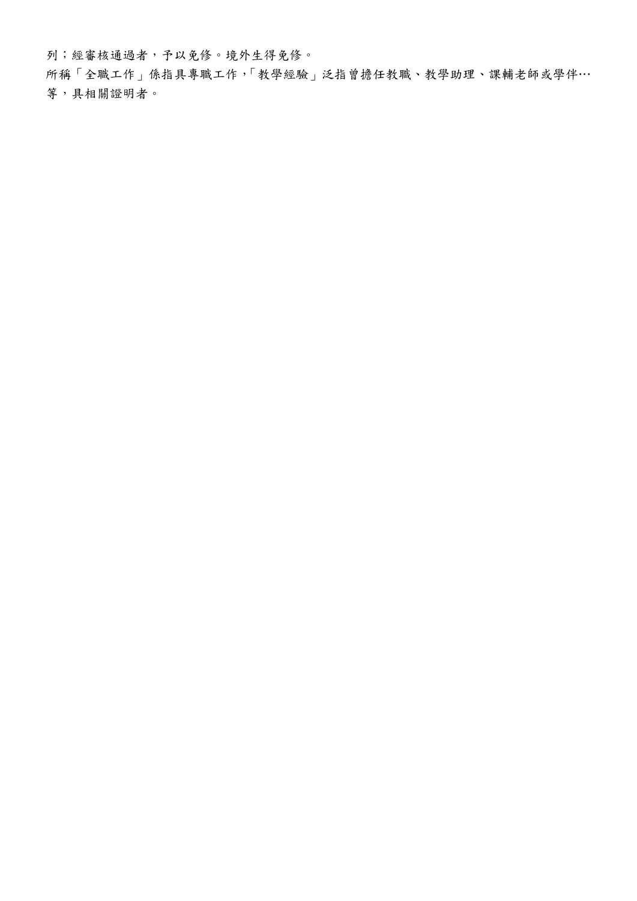列；經審核通過者，予以免修。境外生得免修。

所稱「全職工作」係指具專職工作，「教學經驗」泛指曾擔任教職、教學助理、課輔老師或學伴…等，具相關證明者。